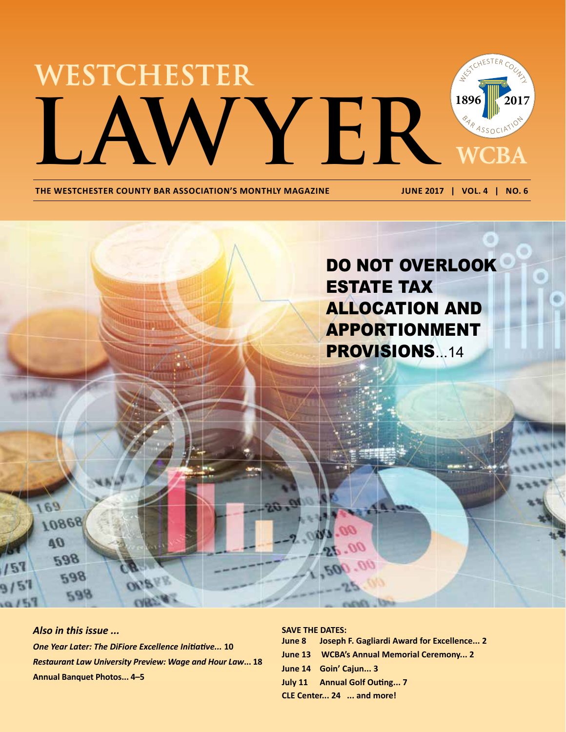# WESTCHESTER LAWYER

WCBA

1896 2017

WESTCHESTER COUNTY BAR ASSOCIATION

**THE WESTCHESTER COUNTY BAR ASSOCIATION'S MONTHLY MAGAZINE** — **JUNE 2017 | VOL. 4 | NO. 6**

## DO NOT OVERLOOK ESTATE TAX ALLOCATION AND APPORTIONMENT PROVISIONS...14

***Also in this issue ...***

***One Year Later: The DiFiore Excellence Initiative...*** **10**

***Restaurant Law University Preview: Wage and Hour Law...*** **18**

**Annual Banquet Photos... 4–5**

**SAVE THE DATES:**

**June 8 Joseph F. Gagliardi Award for Excellence... 2**

**June 13 WCBA's Annual Memorial Ceremony... 2**

**June 14 Goin' Cajun... 3**

**July 11 Annual Golf Outing... 7**

**CLE Center... 24 ... and more!**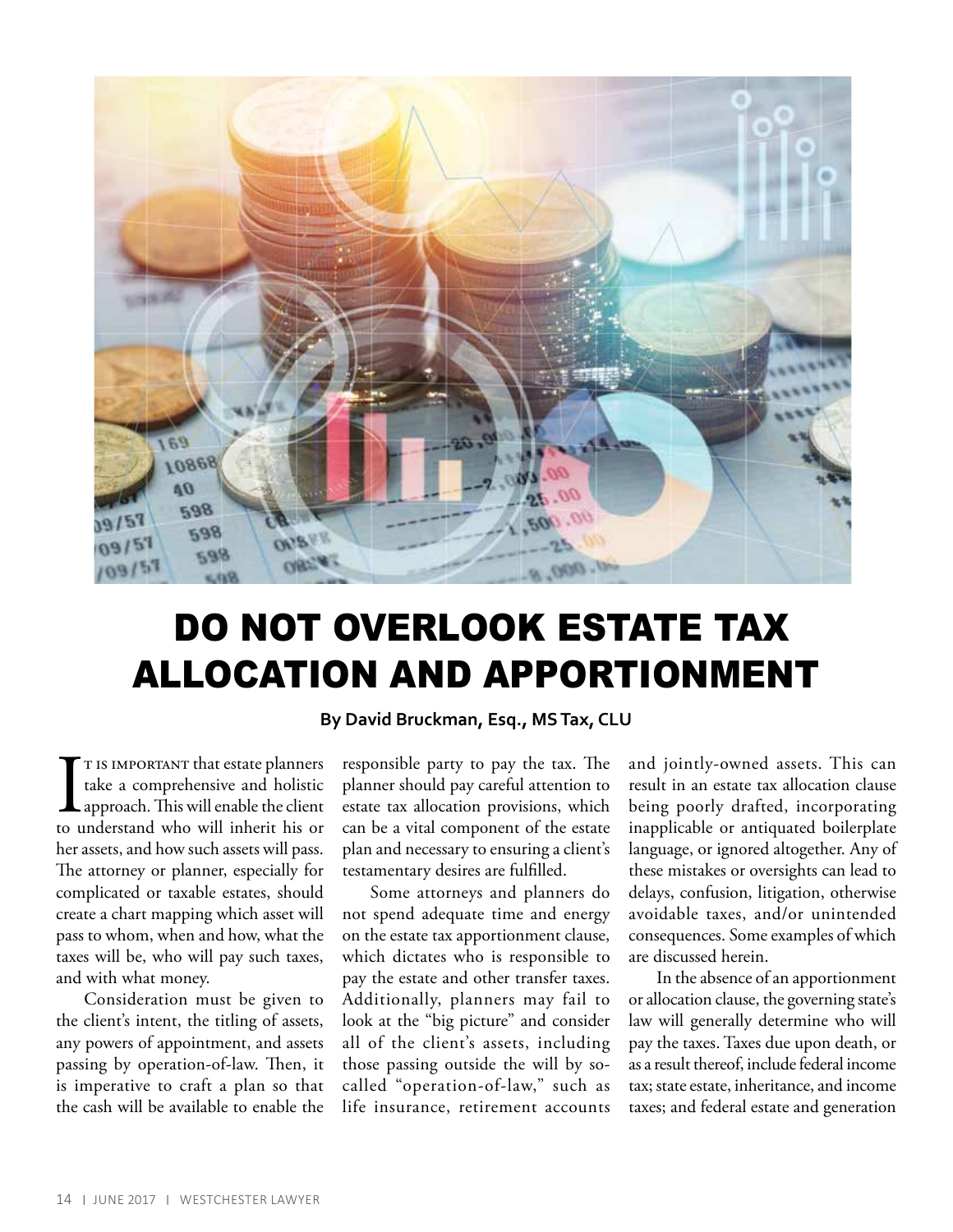# DO NOT OVERLOOK ESTATE TAX ALLOCATION AND APPORTIONMENT

**By David Bruckman, Esq., MS Tax, CLU**

It is important that estate planners take a comprehensive and holistic approach. This will enable the client to understand who will inherit his or her assets, and how such assets will pass. The attorney or planner, especially for complicated or taxable estates, should create a chart mapping which asset will pass to whom, when and how, what the taxes will be, who will pay such taxes, and with what money.

Consideration must be given to the client's intent, the titling of assets, any powers of appointment, and assets passing by operation-of-law. Then, it is imperative to craft a plan so that the cash will be available to enable the responsible party to pay the tax. The planner should pay careful attention to estate tax allocation provisions, which can be a vital component of the estate plan and necessary to ensuring a client's testamentary desires are fulfilled.

Some attorneys and planners do not spend adequate time and energy on the estate tax apportionment clause, which dictates who is responsible to pay the estate and other transfer taxes. Additionally, planners may fail to look at the "big picture" and consider all of the client's assets, including those passing outside the will by so-called "operation-of-law," such as life insurance, retirement accounts and jointly-owned assets. This can result in an estate tax allocation clause being poorly drafted, incorporating inapplicable or antiquated boilerplate language, or ignored altogether. Any of these mistakes or oversights can lead to delays, confusion, litigation, otherwise avoidable taxes, and/or unintended consequences. Some examples of which are discussed herein.

In the absence of an apportionment or allocation clause, the governing state's law will generally determine who will pay the taxes. Taxes due upon death, or as a result thereof, include federal income tax; state estate, inheritance, and income taxes; and federal estate and generation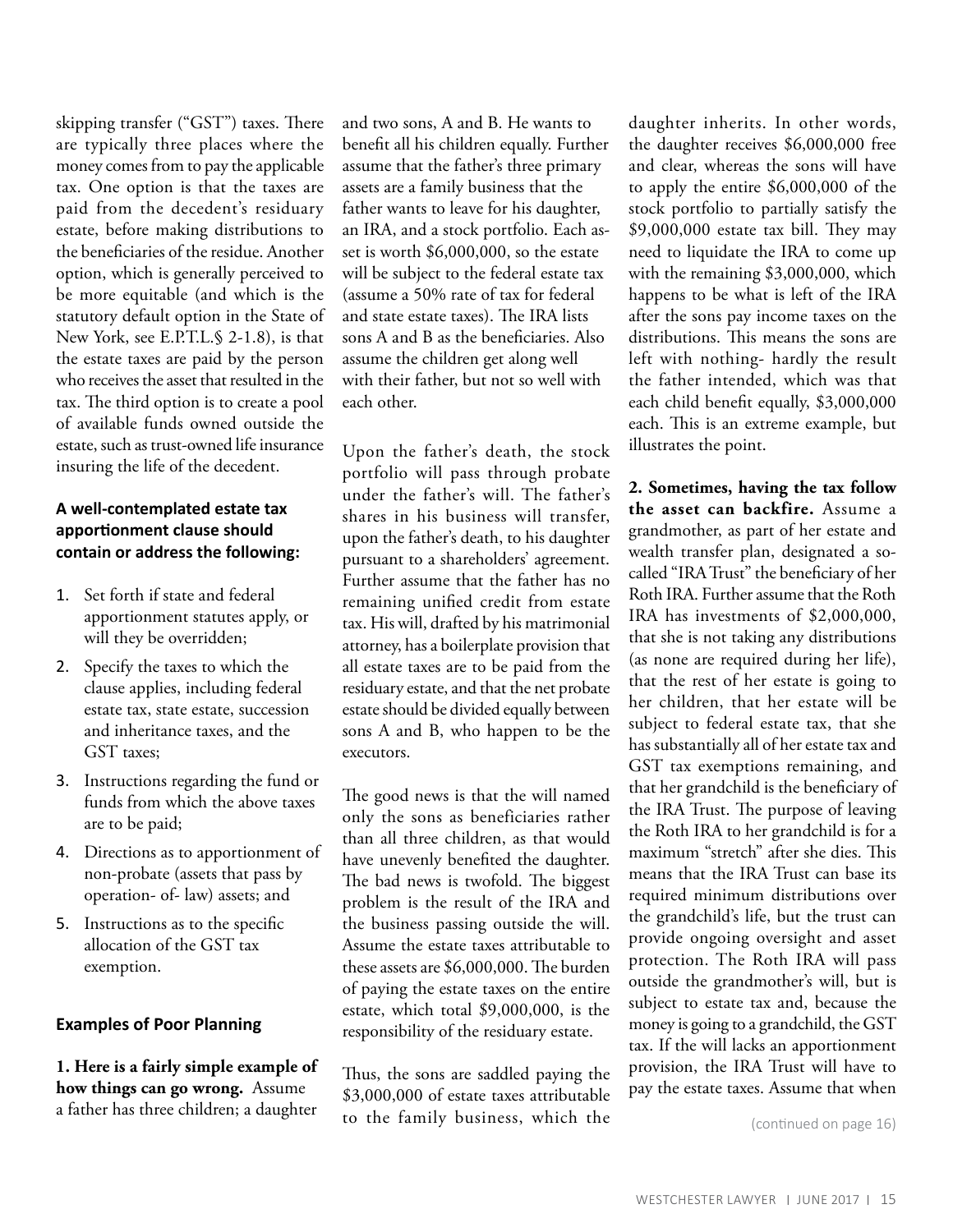skipping transfer ("GST") taxes. There are typically three places where the money comes from to pay the applicable tax. One option is that the taxes are paid from the decedent's residuary estate, before making distributions to the beneficiaries of the residue. Another option, which is generally perceived to be more equitable (and which is the statutory default option in the State of New York, see E.P.T.L.§ 2-1.8), is that the estate taxes are paid by the person who receives the asset that resulted in the tax. The third option is to create a pool of available funds owned outside the estate, such as trust-owned life insurance insuring the life of the decedent.

**A well-contemplated estate tax apportionment clause should contain or address the following:**

1. Set forth if state and federal apportionment statutes apply, or will they be overridden;
2. Specify the taxes to which the clause applies, including federal estate tax, state estate, succession and inheritance taxes, and the GST taxes;
3. Instructions regarding the fund or funds from which the above taxes are to be paid;
4. Directions as to apportionment of non-probate (assets that pass by operation- of- law) assets; and
5. Instructions as to the specific allocation of the GST tax exemption.

**Examples of Poor Planning**

**1. Here is a fairly simple example of how things can go wrong.** Assume a father has three children; a daughter and two sons, A and B. He wants to benefit all his children equally. Further assume that the father's three primary assets are a family business that the father wants to leave for his daughter, an IRA, and a stock portfolio. Each asset is worth $6,000,000, so the estate will be subject to the federal estate tax (assume a 50% rate of tax for federal and state estate taxes). The IRA lists sons A and B as the beneficiaries. Also assume the children get along well with their father, but not so well with each other.

Upon the father's death, the stock portfolio will pass through probate under the father's will. The father's shares in his business will transfer, upon the father's death, to his daughter pursuant to a shareholders' agreement. Further assume that the father has no remaining unified credit from estate tax. His will, drafted by his matrimonial attorney, has a boilerplate provision that all estate taxes are to be paid from the residuary estate, and that the net probate estate should be divided equally between sons A and B, who happen to be the executors.

The good news is that the will named only the sons as beneficiaries rather than all three children, as that would have unevenly benefited the daughter. The bad news is twofold. The biggest problem is the result of the IRA and the business passing outside the will. Assume the estate taxes attributable to these assets are $6,000,000. The burden of paying the estate taxes on the entire estate, which total $9,000,000, is the responsibility of the residuary estate.

Thus, the sons are saddled paying the $3,000,000 of estate taxes attributable to the family business, which the daughter inherits. In other words, the daughter receives $6,000,000 free and clear, whereas the sons will have to apply the entire $6,000,000 of the stock portfolio to partially satisfy the $9,000,000 estate tax bill. They may need to liquidate the IRA to come up with the remaining $3,000,000, which happens to be what is left of the IRA after the sons pay income taxes on the distributions. This means the sons are left with nothing- hardly the result the father intended, which was that each child benefit equally, $3,000,000 each. This is an extreme example, but illustrates the point.

**2. Sometimes, having the tax follow the asset can backfire.** Assume a grandmother, as part of her estate and wealth transfer plan, designated a so-called "IRA Trust" the beneficiary of her Roth IRA. Further assume that the Roth IRA has investments of $2,000,000, that she is not taking any distributions (as none are required during her life), that the rest of her estate is going to her children, that her estate will be subject to federal estate tax, that she has substantially all of her estate tax and GST tax exemptions remaining, and that her grandchild is the beneficiary of the IRA Trust. The purpose of leaving the Roth IRA to her grandchild is for a maximum "stretch" after she dies. This means that the IRA Trust can base its required minimum distributions over the grandchild's life, but the trust can provide ongoing oversight and asset protection. The Roth IRA will pass outside the grandmother's will, but is subject to estate tax and, because the money is going to a grandchild, the GST tax. If the will lacks an apportionment provision, the IRA Trust will have to pay the estate taxes. Assume that when

(continued on page 16)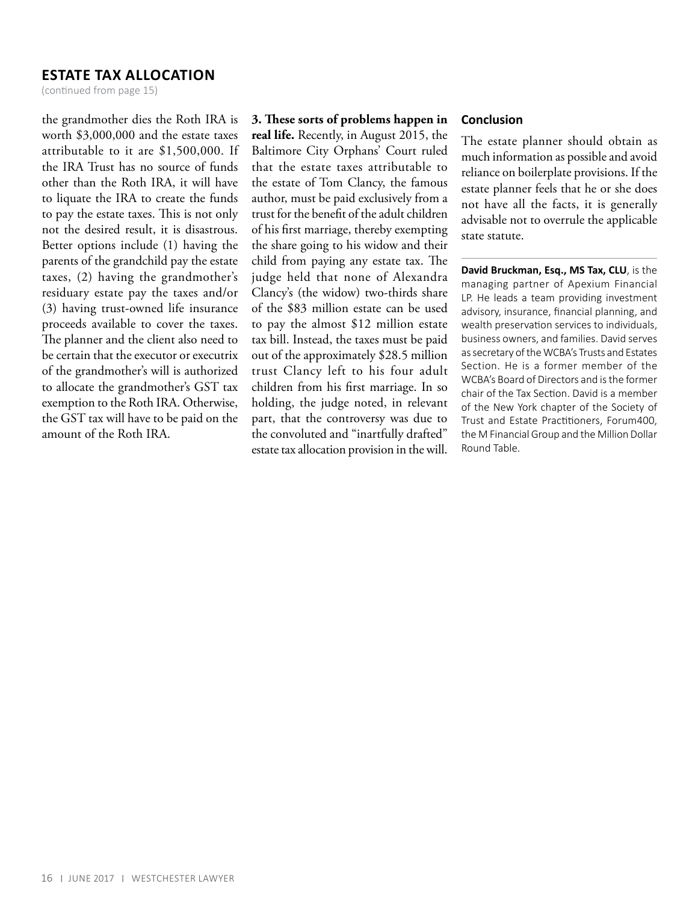## ESTATE TAX ALLOCATION

(continued from page 15)

the grandmother dies the Roth IRA is worth $3,000,000 and the estate taxes attributable to it are $1,500,000. If the IRA Trust has no source of funds other than the Roth IRA, it will have to liquate the IRA to create the funds to pay the estate taxes. This is not only not the desired result, it is disastrous. Better options include (1) having the parents of the grandchild pay the estate taxes, (2) having the grandmother's residuary estate pay the taxes and/or (3) having trust-owned life insurance proceeds available to cover the taxes. The planner and the client also need to be certain that the executor or executrix of the grandmother's will is authorized to allocate the grandmother's GST tax exemption to the Roth IRA. Otherwise, the GST tax will have to be paid on the amount of the Roth IRA.

**3. These sorts of problems happen in real life.** Recently, in August 2015, the Baltimore City Orphans' Court ruled that the estate taxes attributable to the estate of Tom Clancy, the famous author, must be paid exclusively from a trust for the benefit of the adult children of his first marriage, thereby exempting the share going to his widow and their child from paying any estate tax. The judge held that none of Alexandra Clancy's (the widow) two-thirds share of the $83 million estate can be used to pay the almost $12 million estate tax bill. Instead, the taxes must be paid out of the approximately $28.5 million trust Clancy left to his four adult children from his first marriage. In so holding, the judge noted, in relevant part, that the controversy was due to the convoluted and "inartfully drafted" estate tax allocation provision in the will.

### Conclusion

The estate planner should obtain as much information as possible and avoid reliance on boilerplate provisions. If the estate planner feels that he or she does not have all the facts, it is generally advisable not to overrule the applicable state statute.

---

**David Bruckman, Esq., MS Tax, CLU**, is the managing partner of Apexium Financial LP. He leads a team providing investment advisory, insurance, financial planning, and wealth preservation services to individuals, business owners, and families. David serves as secretary of the WCBA's Trusts and Estates Section. He is a former member of the WCBA's Board of Directors and is the former chair of the Tax Section. David is a member of the New York chapter of the Society of Trust and Estate Practitioners, Forum400, the M Financial Group and the Million Dollar Round Table.